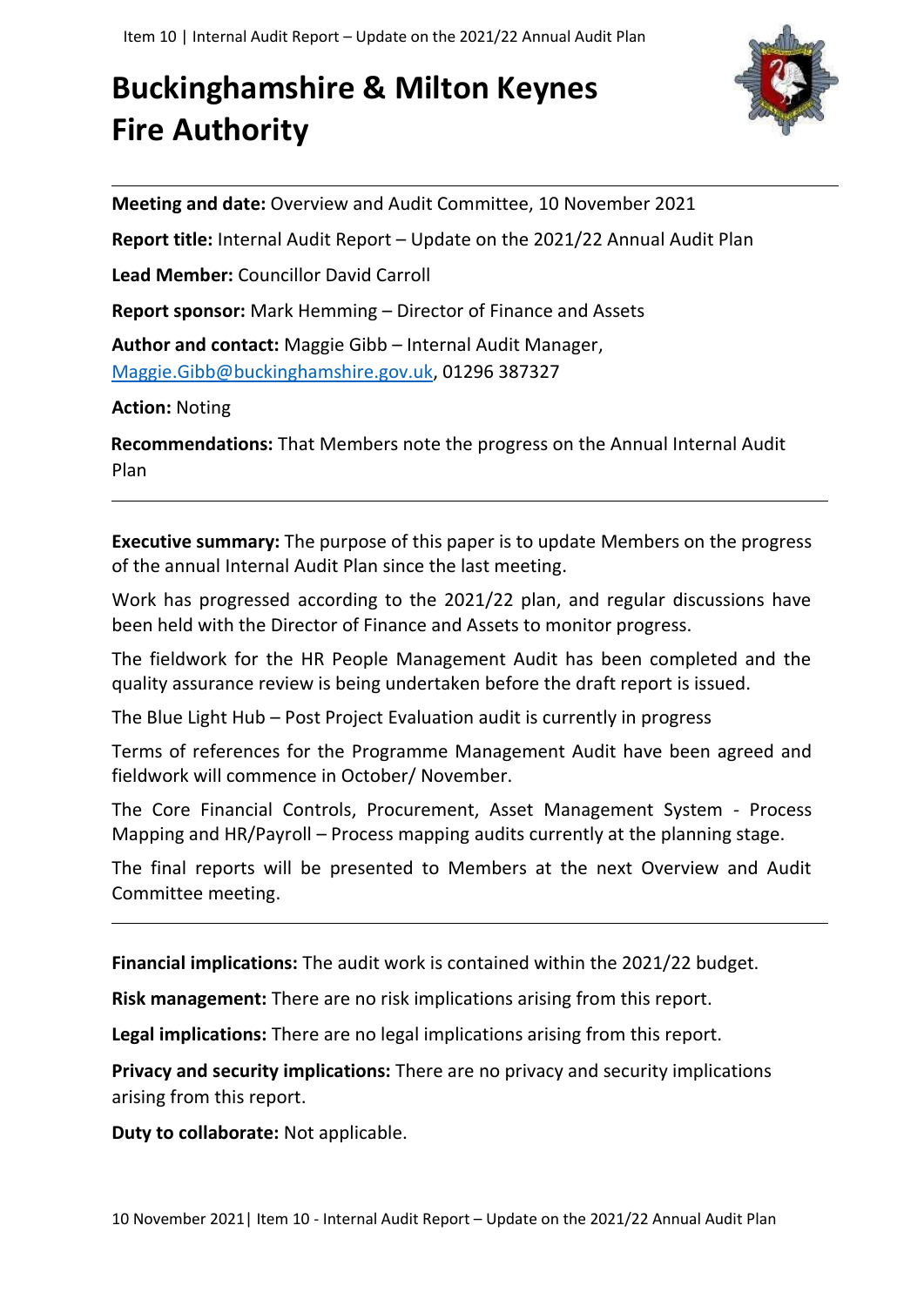# Buckinghamshire & Milton Keynes Fire Authority

**Meeting and date:** Overview and Audit Committee, 10 November 2021

**Report title:** Internal Audit Report – Update on the 2021/22 Annual Audit Plan

**Lead Member:** Councillor David Carroll

**Report sponsor:** Mark Hemming – Director of Finance and Assets

**Author and contact:** Maggie Gibb – Internal Audit Manager, Maggie.Gibb@buckinghamshire.gov.uk, 01296 387327

**Action:** Noting

**Recommendations:** That Members note the progress on the Annual Internal Audit Plan

---

**Executive summary:** The purpose of this paper is to update Members on the progress of the annual Internal Audit Plan since the last meeting.

Work has progressed according to the 2021/22 plan, and regular discussions have been held with the Director of Finance and Assets to monitor progress.

The fieldwork for the HR People Management Audit has been completed and the quality assurance review is being undertaken before the draft report is issued.

The Blue Light Hub – Post Project Evaluation audit is currently in progress

Terms of references for the Programme Management Audit have been agreed and fieldwork will commence in October/ November.

The Core Financial Controls, Procurement, Asset Management System - Process Mapping and HR/Payroll – Process mapping audits currently at the planning stage.

The final reports will be presented to Members at the next Overview and Audit Committee meeting.

---

**Financial implications:** The audit work is contained within the 2021/22 budget.

**Risk management:** There are no risk implications arising from this report.

**Legal implications:** There are no legal implications arising from this report.

**Privacy and security implications:** There are no privacy and security implications arising from this report.

**Duty to collaborate:** Not applicable.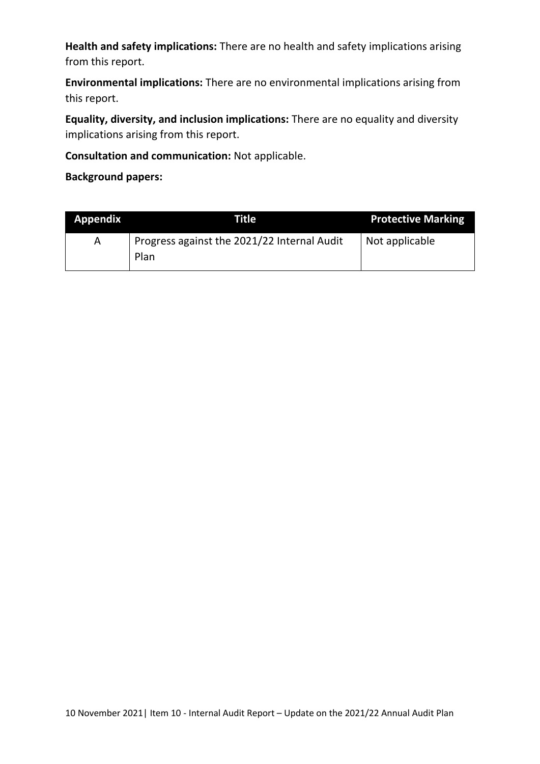**Health and safety implications:** There are no health and safety implications arising from this report.

**Environmental implications:** There are no environmental implications arising from this report.

**Equality, diversity, and inclusion implications:** There are no equality and diversity implications arising from this report.

**Consultation and communication:** Not applicable.

**Background papers:**

| Appendix | Title | Protective Marking |
|---|---|---|
| A | Progress against the 2021/22 Internal Audit Plan | Not applicable |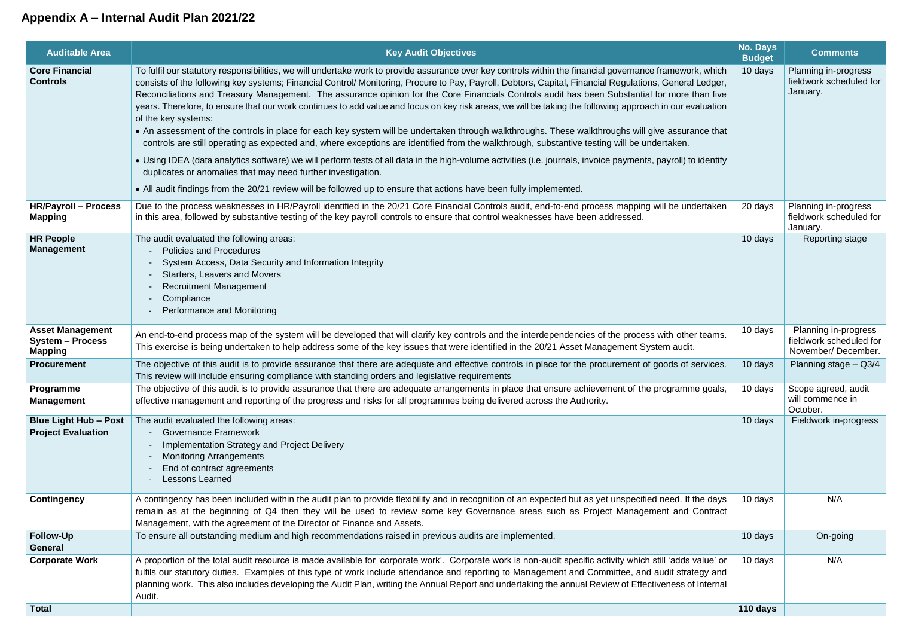# Appendix A – Internal Audit Plan 2021/22

| Auditable Area | Key Audit Objectives | No. Days Budget | Comments |
|---|---|---|---|
| **Core Financial Controls** | To fulfil our statutory responsibilities, we will undertake work to provide assurance over key controls within the financial governance framework, which consists of the following key systems; Financial Control/ Monitoring, Procure to Pay, Payroll, Debtors, Capital, Financial Regulations, General Ledger, Reconciliations and Treasury Management. The assurance opinion for the Core Financials Controls audit has been Substantial for more than five years. Therefore, to ensure that our work continues to add value and focus on key risk areas, we will be taking the following approach in our evaluation of the key systems:<br>• An assessment of the controls in place for each key system will be undertaken through walkthroughs. These walkthroughs will give assurance that controls are still operating as expected and, where exceptions are identified from the walkthrough, substantive testing will be undertaken.<br>• Using IDEA (data analytics software) we will perform tests of all data in the high-volume activities (i.e. journals, invoice payments, payroll) to identify duplicates or anomalies that may need further investigation.<br>• All audit findings from the 20/21 review will be followed up to ensure that actions have been fully implemented. | 10 days | Planning in-progress fieldwork scheduled for January. |
| **HR/Payroll – Process Mapping** | Due to the process weaknesses in HR/Payroll identified in the 20/21 Core Financial Controls audit, end-to-end process mapping will be undertaken in this area, followed by substantive testing of the key payroll controls to ensure that control weaknesses have been addressed. | 20 days | Planning in-progress fieldwork scheduled for January. |
| **HR People Management** | The audit evaluated the following areas:<br>- Policies and Procedures<br>- System Access, Data Security and Information Integrity<br>- Starters, Leavers and Movers<br>- Recruitment Management<br>- Compliance<br>- Performance and Monitoring | 10 days | Reporting stage |
| **Asset Management System – Process Mapping** | An end-to-end process map of the system will be developed that will clarify key controls and the interdependencies of the process with other teams. This exercise is being undertaken to help address some of the key issues that were identified in the 20/21 Asset Management System audit. | 10 days | Planning in-progress fieldwork scheduled for November/ December. |
| **Procurement** | The objective of this audit is to provide assurance that there are adequate and effective controls in place for the procurement of goods of services. This review will include ensuring compliance with standing orders and legislative requirements | 10 days | Planning stage – Q3/4 |
| **Programme Management** | The objective of this audit is to provide assurance that there are adequate arrangements in place that ensure achievement of the programme goals, effective management and reporting of the progress and risks for all programmes being delivered across the Authority. | 10 days | Scope agreed, audit will commence in October. |
| **Blue Light Hub – Post Project Evaluation** | The audit evaluated the following areas:<br>- Governance Framework<br>- Implementation Strategy and Project Delivery<br>- Monitoring Arrangements<br>- End of contract agreements<br>- Lessons Learned | 10 days | Fieldwork in-progress |
| **Contingency** | A contingency has been included within the audit plan to provide flexibility and in recognition of an expected but as yet unspecified need. If the days remain as at the beginning of Q4 then they will be used to review some key Governance areas such as Project Management and Contract Management, with the agreement of the Director of Finance and Assets. | 10 days | N/A |
| **Follow-Up General** | To ensure all outstanding medium and high recommendations raised in previous audits are implemented. | 10 days | On-going |
| **Corporate Work** | A proportion of the total audit resource is made available for 'corporate work'. Corporate work is non-audit specific activity which still 'adds value' or fulfils our statutory duties. Examples of this type of work include attendance and reporting to Management and Committee, and audit strategy and planning work. This also includes developing the Audit Plan, writing the Annual Report and undertaking the annual Review of Effectiveness of Internal Audit. | 10 days | N/A |
| **Total** | | **110 days** | |